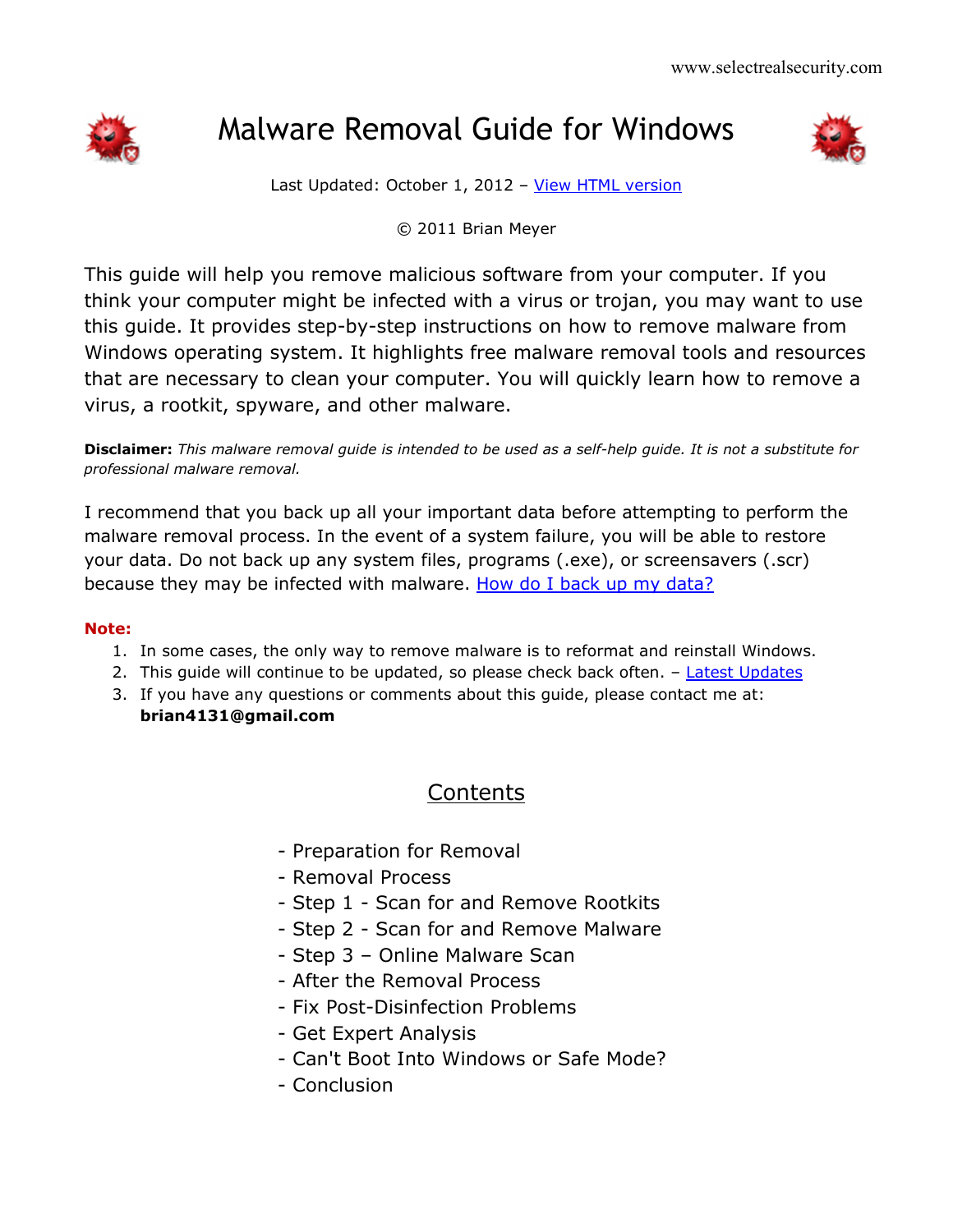www.selectrealsecurity.com

# Malware Removal Guide for Windows

Last Updated: October 1, 2012 – View HTML version

© 2011 Brian Meyer

This guide will help you remove malicious software from your computer. If you think your computer might be infected with a virus or trojan, you may want to use this guide. It provides step-by-step instructions on how to remove malware from Windows operating system. It highlights free malware removal tools and resources that are necessary to clean your computer. You will quickly learn how to remove a virus, a rootkit, spyware, and other malware.

**Disclaimer:** *This malware removal guide is intended to be used as a self-help guide. It is not a substitute for professional malware removal.*

I recommend that you back up all your important data before attempting to perform the malware removal process. In the event of a system failure, you will be able to restore your data. Do not back up any system files, programs (.exe), or screensavers (.scr) because they may be infected with malware. How do I back up my data?

**Note:**

1. In some cases, the only way to remove malware is to reformat and reinstall Windows.
2. This guide will continue to be updated, so please check back often. – Latest Updates
3. If you have any questions or comments about this guide, please contact me at: **brian4131@gmail.com**

## Contents

- Preparation for Removal
- Removal Process
- Step 1 - Scan for and Remove Rootkits
- Step 2 - Scan for and Remove Malware
- Step 3 – Online Malware Scan
- After the Removal Process
- Fix Post-Disinfection Problems
- Get Expert Analysis
- Can't Boot Into Windows or Safe Mode?
- Conclusion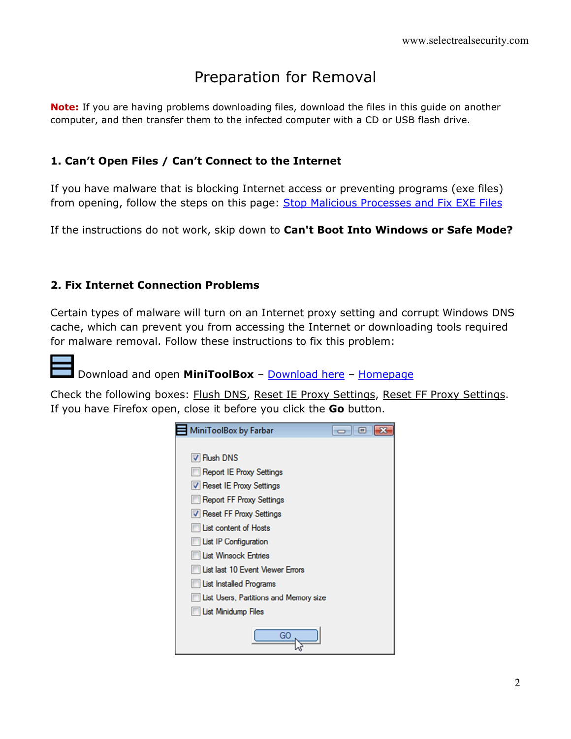# Preparation for Removal

**Note:** If you are having problems downloading files, download the files in this guide on another computer, and then transfer them to the infected computer with a CD or USB flash drive.

## 1. Can't Open Files / Can't Connect to the Internet

If you have malware that is blocking Internet access or preventing programs (exe files) from opening, follow the steps on this page: Stop Malicious Processes and Fix EXE Files

If the instructions do not work, skip down to **Can't Boot Into Windows or Safe Mode?**

## 2. Fix Internet Connection Problems

Certain types of malware will turn on an Internet proxy setting and corrupt Windows DNS cache, which can prevent you from accessing the Internet or downloading tools required for malware removal. Follow these instructions to fix this problem:

Download and open **MiniToolBox** – Download here – Homepage

Check the following boxes: Flush DNS, Reset IE Proxy Settings, Reset FF Proxy Settings. If you have Firefox open, close it before you click the **Go** button.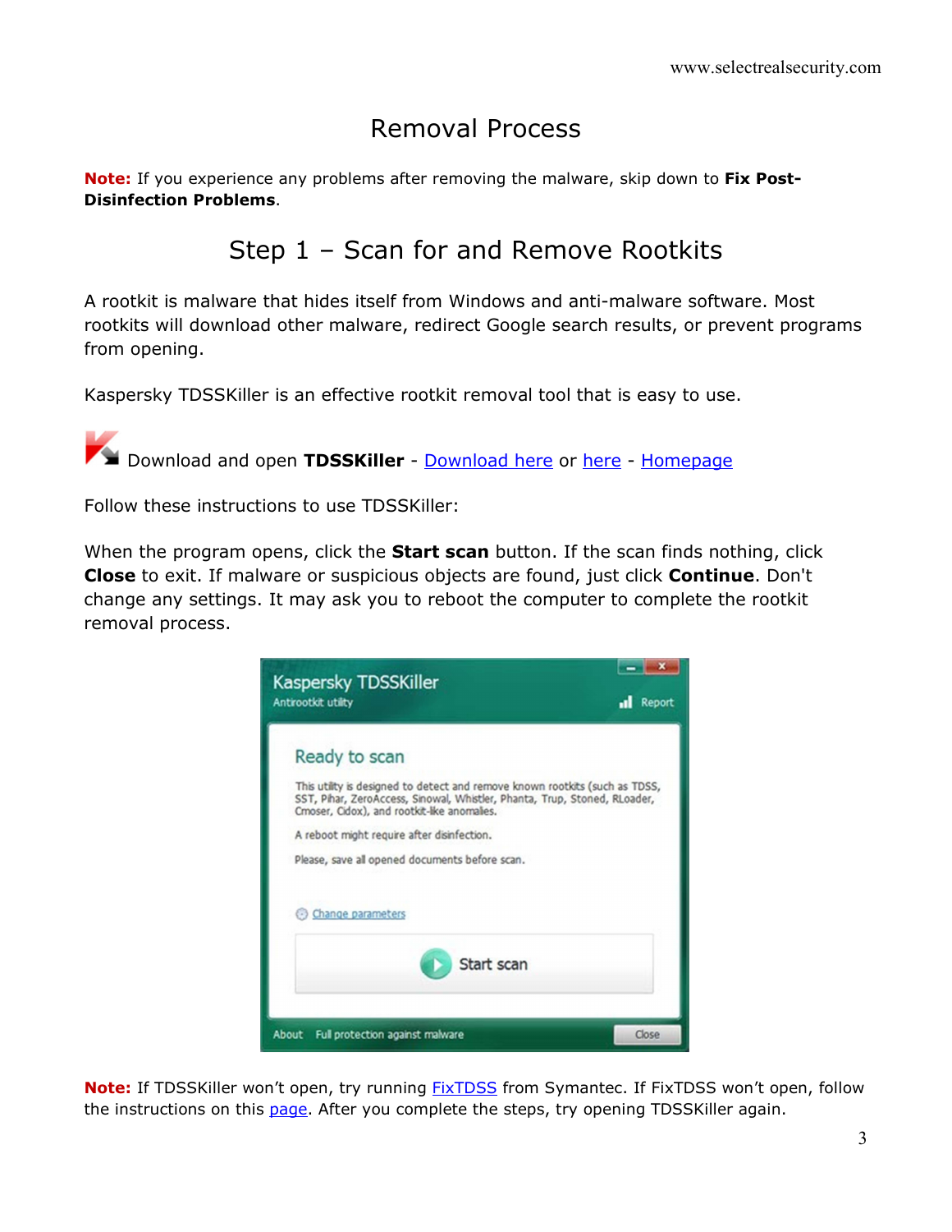# Removal Process

**Note:** If you experience any problems after removing the malware, skip down to **Fix Post-Disinfection Problems**.

## Step 1 – Scan for and Remove Rootkits

A rootkit is malware that hides itself from Windows and anti-malware software. Most rootkits will download other malware, redirect Google search results, or prevent programs from opening.

Kaspersky TDSSKiller is an effective rootkit removal tool that is easy to use.

Download and open **TDSSKiller** - Download here or here - Homepage

Follow these instructions to use TDSSKiller:

When the program opens, click the **Start scan** button. If the scan finds nothing, click **Close** to exit. If malware or suspicious objects are found, just click **Continue**. Don't change any settings. It may ask you to reboot the computer to complete the rootkit removal process.

**Note:** If TDSSKiller won't open, try running FixTDSS from Symantec. If FixTDSS won't open, follow the instructions on this page. After you complete the steps, try opening TDSSKiller again.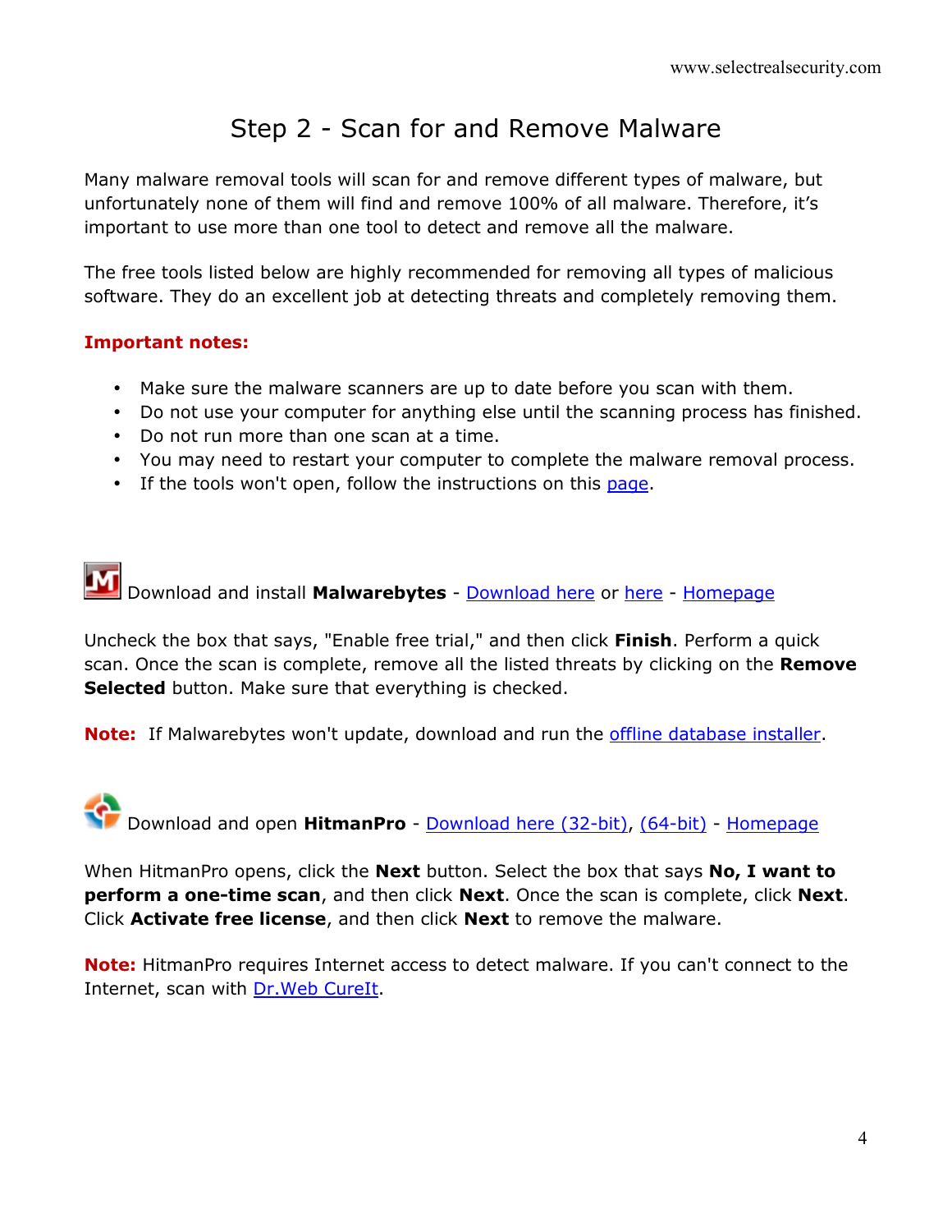# Step 2 - Scan for and Remove Malware

Many malware removal tools will scan for and remove different types of malware, but unfortunately none of them will find and remove 100% of all malware. Therefore, it's important to use more than one tool to detect and remove all the malware.

The free tools listed below are highly recommended for removing all types of malicious software. They do an excellent job at detecting threats and completely removing them.

**Important notes:**

- Make sure the malware scanners are up to date before you scan with them.
- Do not use your computer for anything else until the scanning process has finished.
- Do not run more than one scan at a time.
- You may need to restart your computer to complete the malware removal process.
- If the tools won't open, follow the instructions on this page.

Download and install **Malwarebytes** - Download here or here - Homepage

Uncheck the box that says, "Enable free trial," and then click **Finish**. Perform a quick scan. Once the scan is complete, remove all the listed threats by clicking on the **Remove Selected** button. Make sure that everything is checked.

**Note:** If Malwarebytes won't update, download and run the offline database installer.

Download and open **HitmanPro** - Download here (32-bit), (64-bit) - Homepage

When HitmanPro opens, click the **Next** button. Select the box that says **No, I want to perform a one-time scan**, and then click **Next**. Once the scan is complete, click **Next**. Click **Activate free license**, and then click **Next** to remove the malware.

**Note:** HitmanPro requires Internet access to detect malware. If you can't connect to the Internet, scan with Dr.Web CureIt.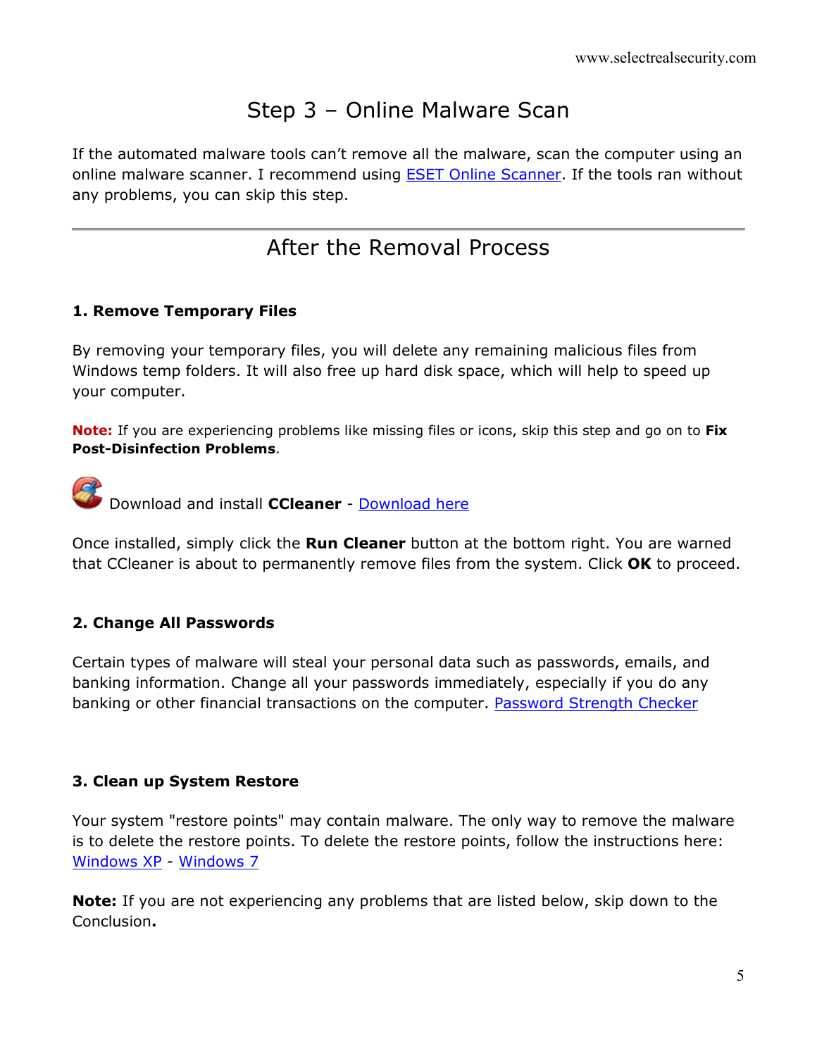## Step 3 – Online Malware Scan

If the automated malware tools can't remove all the malware, scan the computer using an online malware scanner. I recommend using ESET Online Scanner. If the tools ran without any problems, you can skip this step.

---

## After the Removal Process

### 1. Remove Temporary Files

By removing your temporary files, you will delete any remaining malicious files from Windows temp folders. It will also free up hard disk space, which will help to speed up your computer.

**Note:** If you are experiencing problems like missing files or icons, skip this step and go on to **Fix Post-Disinfection Problems**.

Download and install **CCleaner** - Download here

Once installed, simply click the **Run Cleaner** button at the bottom right. You are warned that CCleaner is about to permanently remove files from the system. Click **OK** to proceed.

### 2. Change All Passwords

Certain types of malware will steal your personal data such as passwords, emails, and banking information. Change all your passwords immediately, especially if you do any banking or other financial transactions on the computer. Password Strength Checker

### 3. Clean up System Restore

Your system "restore points" may contain malware. The only way to remove the malware is to delete the restore points. To delete the restore points, follow the instructions here: Windows XP - Windows 7

**Note:** If you are not experiencing any problems that are listed below, skip down to the Conclusion**.**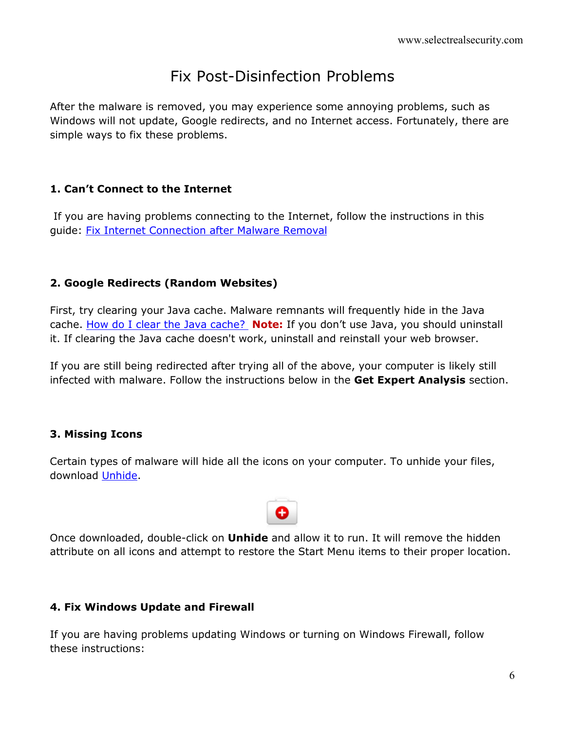# Fix Post-Disinfection Problems

After the malware is removed, you may experience some annoying problems, such as Windows will not update, Google redirects, and no Internet access. Fortunately, there are simple ways to fix these problems.

### 1. Can't Connect to the Internet

If you are having problems connecting to the Internet, follow the instructions in this guide: Fix Internet Connection after Malware Removal

### 2. Google Redirects (Random Websites)

First, try clearing your Java cache. Malware remnants will frequently hide in the Java cache. How do I clear the Java cache? **Note:** If you don't use Java, you should uninstall it. If clearing the Java cache doesn't work, uninstall and reinstall your web browser.

If you are still being redirected after trying all of the above, your computer is likely still infected with malware. Follow the instructions below in the **Get Expert Analysis** section.

### 3. Missing Icons

Certain types of malware will hide all the icons on your computer. To unhide your files, download Unhide.

Once downloaded, double-click on **Unhide** and allow it to run. It will remove the hidden attribute on all icons and attempt to restore the Start Menu items to their proper location.

### 4. Fix Windows Update and Firewall

If you are having problems updating Windows or turning on Windows Firewall, follow these instructions: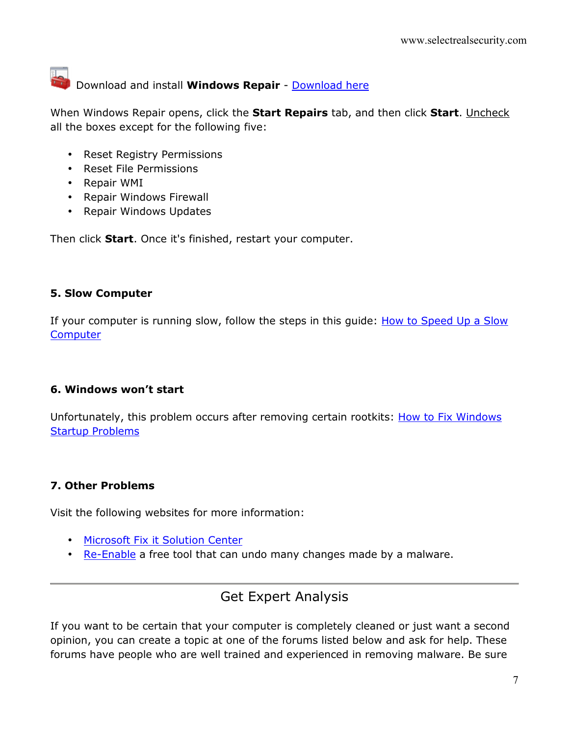Download and install **Windows Repair** - Download here

When Windows Repair opens, click the **Start Repairs** tab, and then click **Start**. Uncheck all the boxes except for the following five:

- Reset Registry Permissions
- Reset File Permissions
- Repair WMI
- Repair Windows Firewall
- Repair Windows Updates

Then click **Start**. Once it's finished, restart your computer.

### 5. Slow Computer

If your computer is running slow, follow the steps in this guide: How to Speed Up a Slow Computer

### 6. Windows won't start

Unfortunately, this problem occurs after removing certain rootkits: How to Fix Windows Startup Problems

### 7. Other Problems

Visit the following websites for more information:

- Microsoft Fix it Solution Center
- Re-Enable a free tool that can undo many changes made by a malware.

## Get Expert Analysis

If you want to be certain that your computer is completely cleaned or just want a second opinion, you can create a topic at one of the forums listed below and ask for help. These forums have people who are well trained and experienced in removing malware. Be sure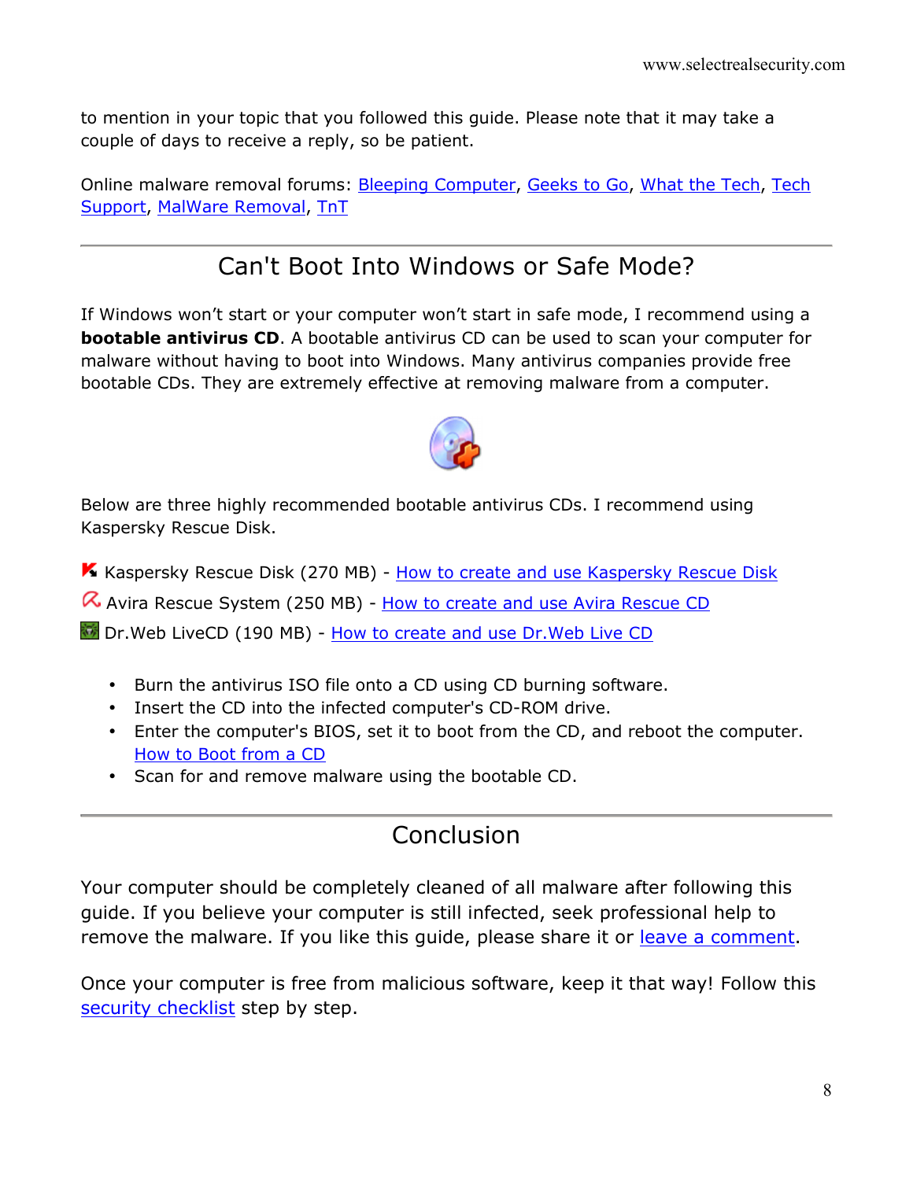to mention in your topic that you followed this guide. Please note that it may take a couple of days to receive a reply, so be patient.

Online malware removal forums: Bleeping Computer, Geeks to Go, What the Tech, Tech Support, MalWare Removal, TnT

## Can't Boot Into Windows or Safe Mode?

If Windows won't start or your computer won't start in safe mode, I recommend using a **bootable antivirus CD**. A bootable antivirus CD can be used to scan your computer for malware without having to boot into Windows. Many antivirus companies provide free bootable CDs. They are extremely effective at removing malware from a computer.

Below are three highly recommended bootable antivirus CDs. I recommend using Kaspersky Rescue Disk.

Kaspersky Rescue Disk (270 MB) - How to create and use Kaspersky Rescue Disk

Avira Rescue System (250 MB) - How to create and use Avira Rescue CD

Dr.Web LiveCD (190 MB) - How to create and use Dr.Web Live CD

- Burn the antivirus ISO file onto a CD using CD burning software.
- Insert the CD into the infected computer's CD-ROM drive.
- Enter the computer's BIOS, set it to boot from the CD, and reboot the computer. How to Boot from a CD
- Scan for and remove malware using the bootable CD.

## Conclusion

Your computer should be completely cleaned of all malware after following this guide. If you believe your computer is still infected, seek professional help to remove the malware. If you like this guide, please share it or leave a comment.

Once your computer is free from malicious software, keep it that way! Follow this security checklist step by step.